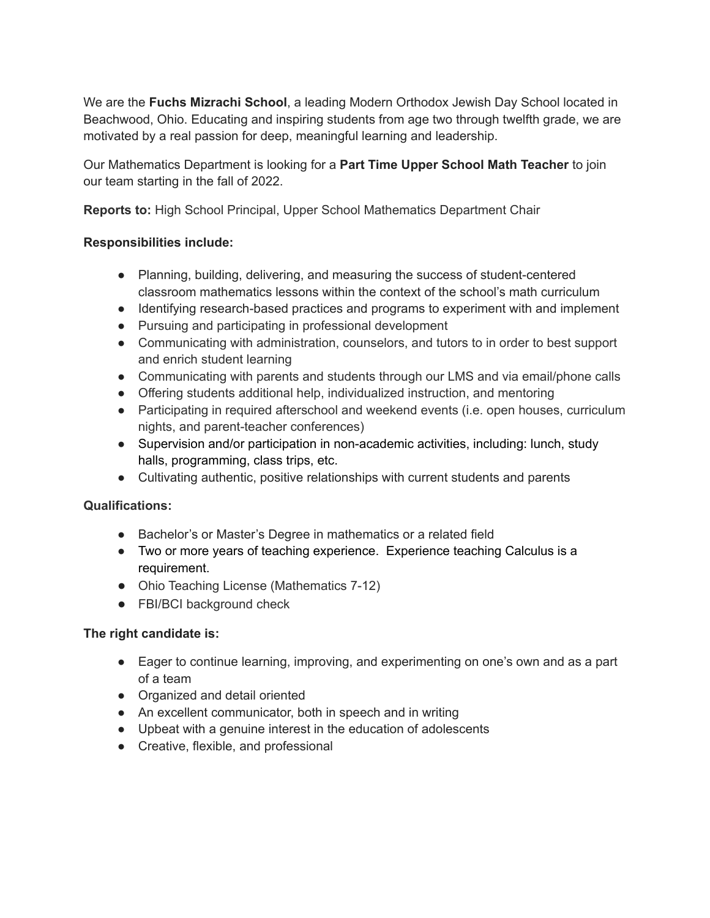We are the **Fuchs Mizrachi School**, a leading Modern Orthodox Jewish Day School located in Beachwood, Ohio. Educating and inspiring students from age two through twelfth grade, we are motivated by a real passion for deep, meaningful learning and leadership.

Our Mathematics Department is looking for a **Part Time Upper School Math Teacher** to join our team starting in the fall of 2022.

**Reports to:** High School Principal, Upper School Mathematics Department Chair

**Responsibilities include:**

- Planning, building, delivering, and measuring the success of student-centered classroom mathematics lessons within the context of the school's math curriculum
- Identifying research-based practices and programs to experiment with and implement
- Pursuing and participating in professional development
- Communicating with administration, counselors, and tutors to in order to best support and enrich student learning
- Communicating with parents and students through our LMS and via email/phone calls
- Offering students additional help, individualized instruction, and mentoring
- Participating in required afterschool and weekend events (i.e. open houses, curriculum nights, and parent-teacher conferences)
- Supervision and/or participation in non-academic activities, including: lunch, study halls, programming, class trips, etc.
- Cultivating authentic, positive relationships with current students and parents

**Qualifications:**

- Bachelor's or Master's Degree in mathematics or a related field
- Two or more years of teaching experience. Experience teaching Calculus is a requirement.
- Ohio Teaching License (Mathematics 7-12)
- FBI/BCI background check

**The right candidate is:**

- Eager to continue learning, improving, and experimenting on one's own and as a part of a team
- Organized and detail oriented
- An excellent communicator, both in speech and in writing
- Upbeat with a genuine interest in the education of adolescents
- Creative, flexible, and professional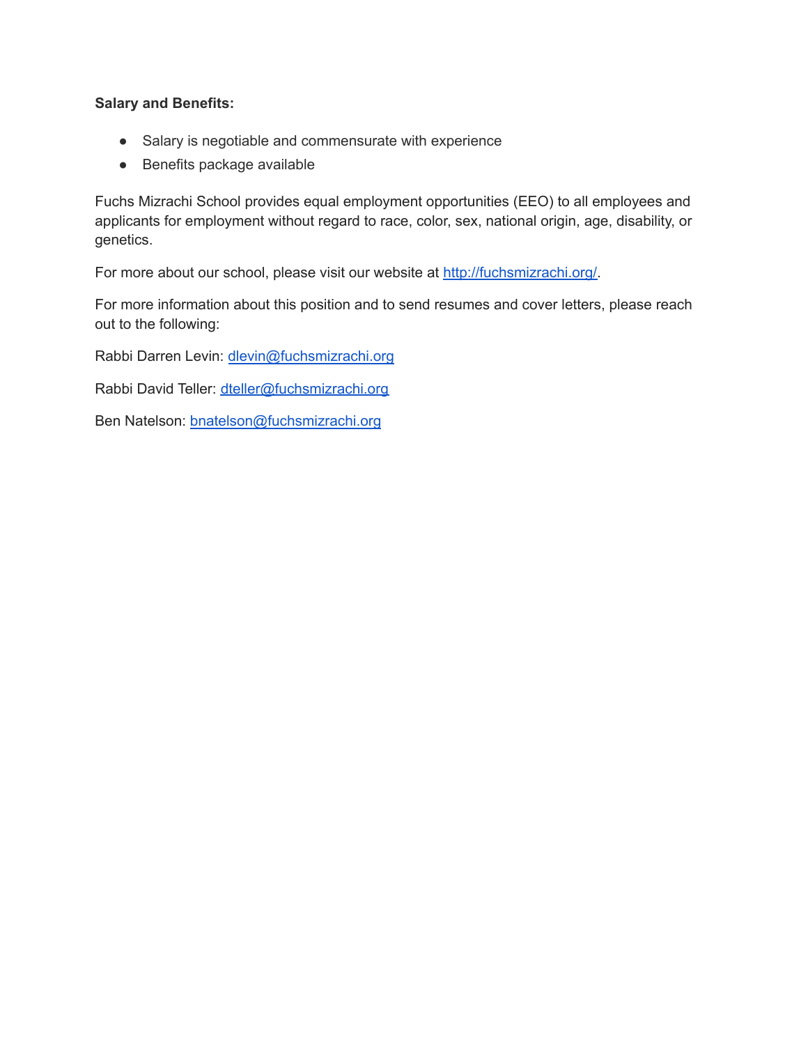**Salary and Benefits:**

- Salary is negotiable and commensurate with experience
- Benefits package available

Fuchs Mizrachi School provides equal employment opportunities (EEO) to all employees and applicants for employment without regard to race, color, sex, national origin, age, disability, or genetics.

For more about our school, please visit our website at http://fuchsmizrachi.org/.

For more information about this position and to send resumes and cover letters, please reach out to the following:

Rabbi Darren Levin: dlevin@fuchsmizrachi.org

Rabbi David Teller: dteller@fuchsmizrachi.org

Ben Natelson: bnatelson@fuchsmizrachi.org